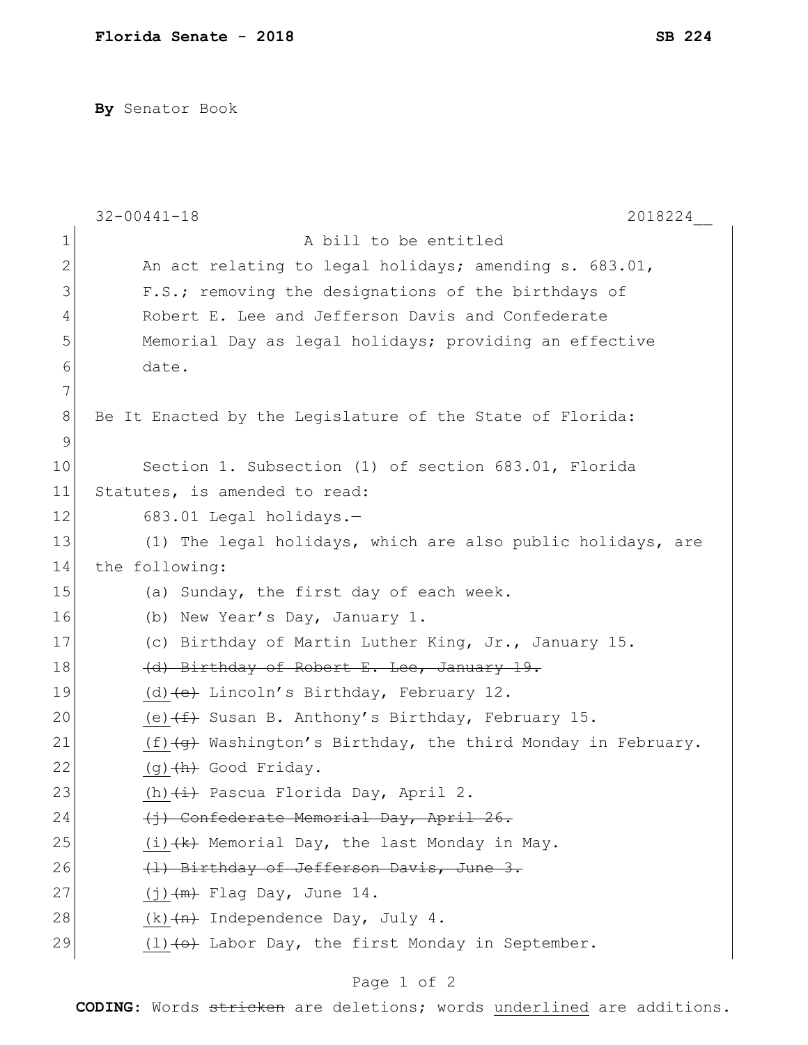**Florida Senate** - **2018** **SB 224**

**By** Senator Book

32-00441-18 2018224__

A bill to be entitled

An act relating to legal holidays; amending s. 683.01, F.S.; removing the designations of the birthdays of Robert E. Lee and Jefferson Davis and Confederate Memorial Day as legal holidays; providing an effective date.

Be It Enacted by the Legislature of the State of Florida:

Section 1. Subsection (1) of section 683.01, Florida Statutes, is amended to read:

683.01 Legal holidays.—

(1) The legal holidays, which are also public holidays, are the following:

(a) Sunday, the first day of each week.

(b) New Year's Day, January 1.

(c) Birthday of Martin Luther King, Jr., January 15.

~~(d) Birthday of Robert E. Lee, January 19.~~

<u>(d)</u>~~(e)~~ Lincoln's Birthday, February 12.

<u>(e)</u>~~(f)~~ Susan B. Anthony's Birthday, February 15.

<u>(f)</u>~~(g)~~ Washington's Birthday, the third Monday in February.

<u>(g)</u>~~(h)~~ Good Friday.

<u>(h)</u>~~(i)~~ Pascua Florida Day, April 2.

~~(j) Confederate Memorial Day, April 26.~~

<u>(i)</u>~~(k)~~ Memorial Day, the last Monday in May.

~~(l) Birthday of Jefferson Davis, June 3.~~

<u>(j)</u>~~(m)~~ Flag Day, June 14.

<u>(k)</u>~~(n)~~ Independence Day, July 4.

<u>(l)</u>~~(o)~~ Labor Day, the first Monday in September.

**CODING:** Words ~~stricken~~ are deletions; words <u>underlined</u> are additions.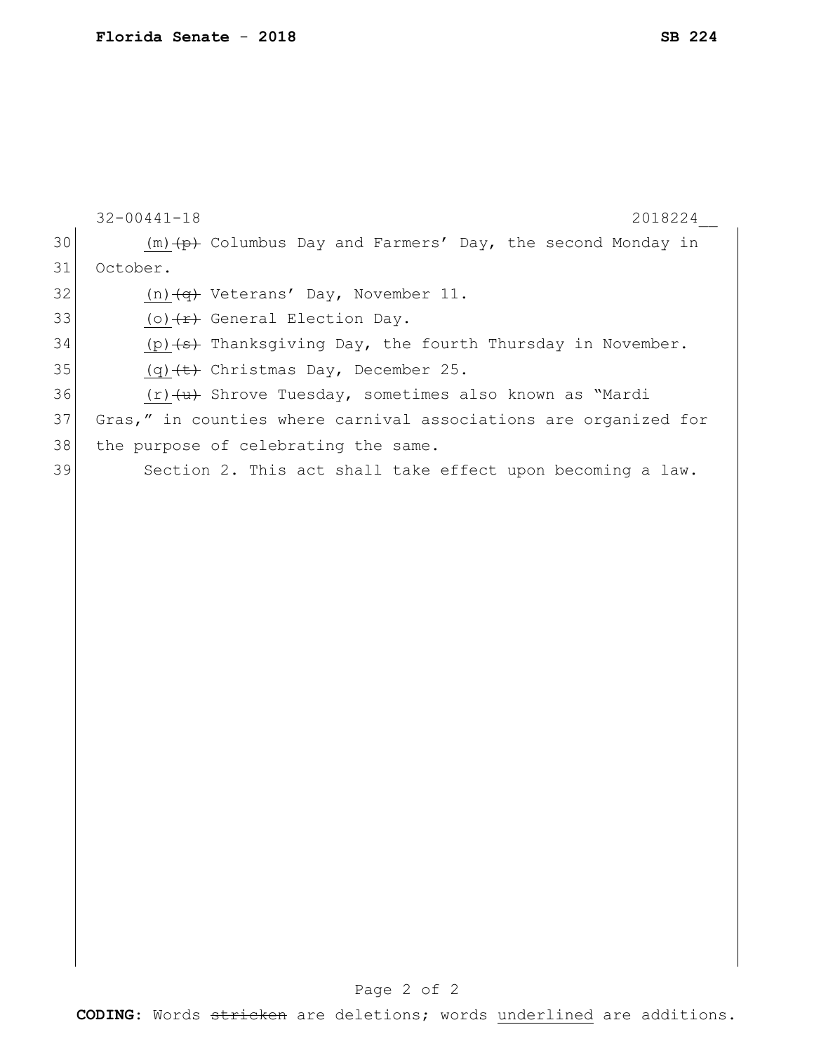32-00441-18 2018224__

30 <u>(m)</u>~~(p)~~ Columbus Day and Farmers' Day, the second Monday in
31 October.
32 <u>(n)</u>~~(q)~~ Veterans' Day, November 11.
33 <u>(o)</u>~~(r)~~ General Election Day.
34 <u>(p)</u>~~(s)~~ Thanksgiving Day, the fourth Thursday in November.
35 <u>(q)</u>~~(t)~~ Christmas Day, December 25.
36 <u>(r)</u>~~(u)~~ Shrove Tuesday, sometimes also known as "Mardi
37 Gras," in counties where carnival associations are organized for
38 the purpose of celebrating the same.
39 Section 2. This act shall take effect upon becoming a law.

**CODING:** Words ~~stricken~~ are deletions; words <u>underlined</u> are additions.